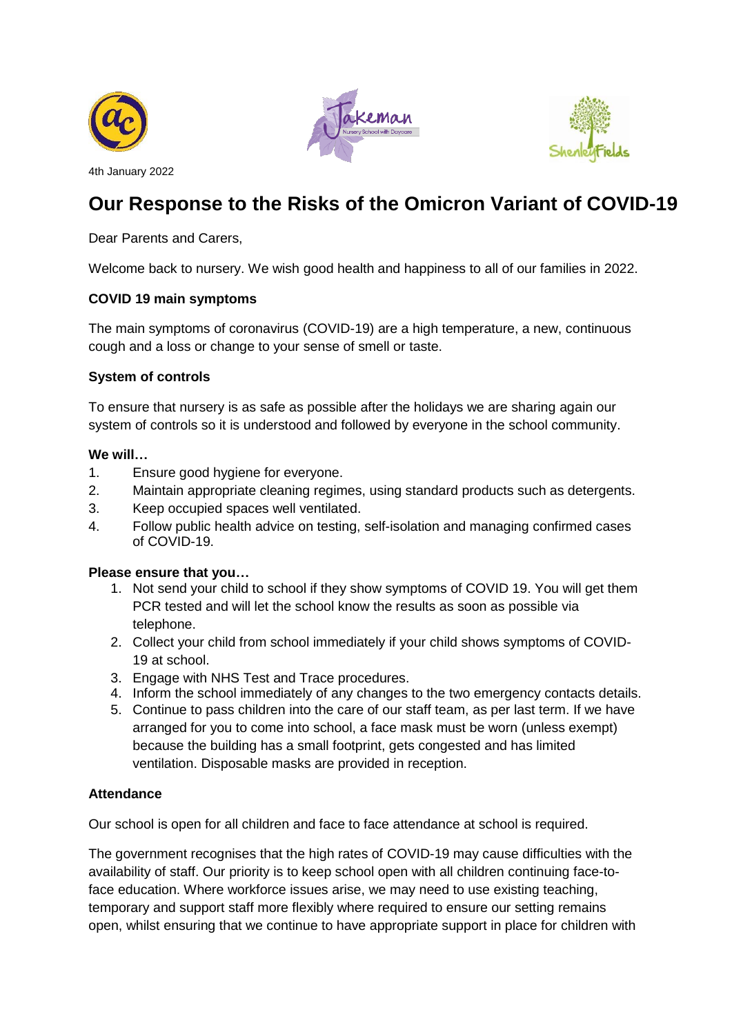4th January 2022

# Our Response to the Risks of the Omicron Variant of COVID-19

Dear Parents and Carers,

Welcome back to nursery. We wish good health and happiness to all of our families in 2022.

**COVID 19 main symptoms**

The main symptoms of coronavirus (COVID-19) are a high temperature, a new, continuous cough and a loss or change to your sense of smell or taste.

**System of controls**

To ensure that nursery is as safe as possible after the holidays we are sharing again our system of controls so it is understood and followed by everyone in the school community.

**We will…**

1. Ensure good hygiene for everyone.
2. Maintain appropriate cleaning regimes, using standard products such as detergents.
3. Keep occupied spaces well ventilated.
4. Follow public health advice on testing, self-isolation and managing confirmed cases of COVID-19.

**Please ensure that you…**

1. Not send your child to school if they show symptoms of COVID 19. You will get them PCR tested and will let the school know the results as soon as possible via telephone.
2. Collect your child from school immediately if your child shows symptoms of COVID-19 at school.
3. Engage with NHS Test and Trace procedures.
4. Inform the school immediately of any changes to the two emergency contacts details.
5. Continue to pass children into the care of our staff team, as per last term. If we have arranged for you to come into school, a face mask must be worn (unless exempt) because the building has a small footprint, gets congested and has limited ventilation. Disposable masks are provided in reception.

**Attendance**

Our school is open for all children and face to face attendance at school is required.

The government recognises that the high rates of COVID-19 may cause difficulties with the availability of staff. Our priority is to keep school open with all children continuing face-to-face education. Where workforce issues arise, we may need to use existing teaching, temporary and support staff more flexibly where required to ensure our setting remains open, whilst ensuring that we continue to have appropriate support in place for children with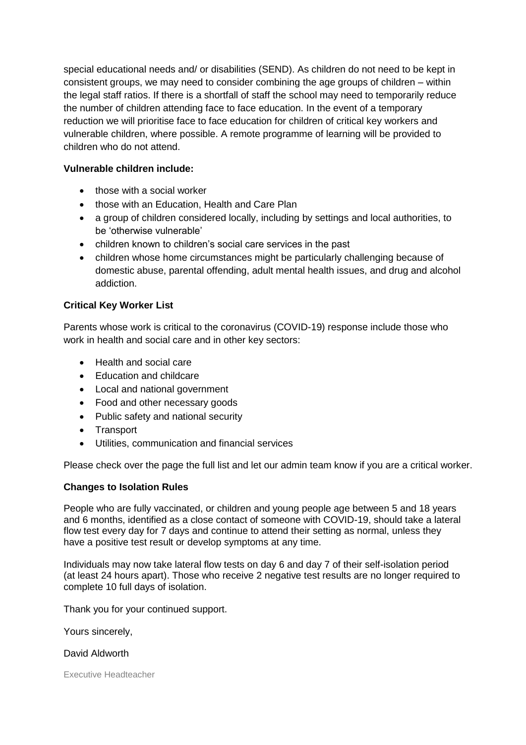special educational needs and/ or disabilities (SEND). As children do not need to be kept in consistent groups, we may need to consider combining the age groups of children – within the legal staff ratios. If there is a shortfall of staff the school may need to temporarily reduce the number of children attending face to face education. In the event of a temporary reduction we will prioritise face to face education for children of critical key workers and vulnerable children, where possible. A remote programme of learning will be provided to children who do not attend.

**Vulnerable children include:**

- those with a social worker
- those with an Education, Health and Care Plan
- a group of children considered locally, including by settings and local authorities, to be 'otherwise vulnerable'
- children known to children's social care services in the past
- children whose home circumstances might be particularly challenging because of domestic abuse, parental offending, adult mental health issues, and drug and alcohol addiction.

**Critical Key Worker List**

Parents whose work is critical to the coronavirus (COVID-19) response include those who work in health and social care and in other key sectors:

- Health and social care
- Education and childcare
- Local and national government
- Food and other necessary goods
- Public safety and national security
- Transport
- Utilities, communication and financial services

Please check over the page the full list and let our admin team know if you are a critical worker.

**Changes to Isolation Rules**

People who are fully vaccinated, or children and young people age between 5 and 18 years and 6 months, identified as a close contact of someone with COVID-19, should take a lateral flow test every day for 7 days and continue to attend their setting as normal, unless they have a positive test result or develop symptoms at any time.

Individuals may now take lateral flow tests on day 6 and day 7 of their self-isolation period (at least 24 hours apart). Those who receive 2 negative test results are no longer required to complete 10 full days of isolation.

Thank you for your continued support.

Yours sincerely,

David Aldworth

Executive Headteacher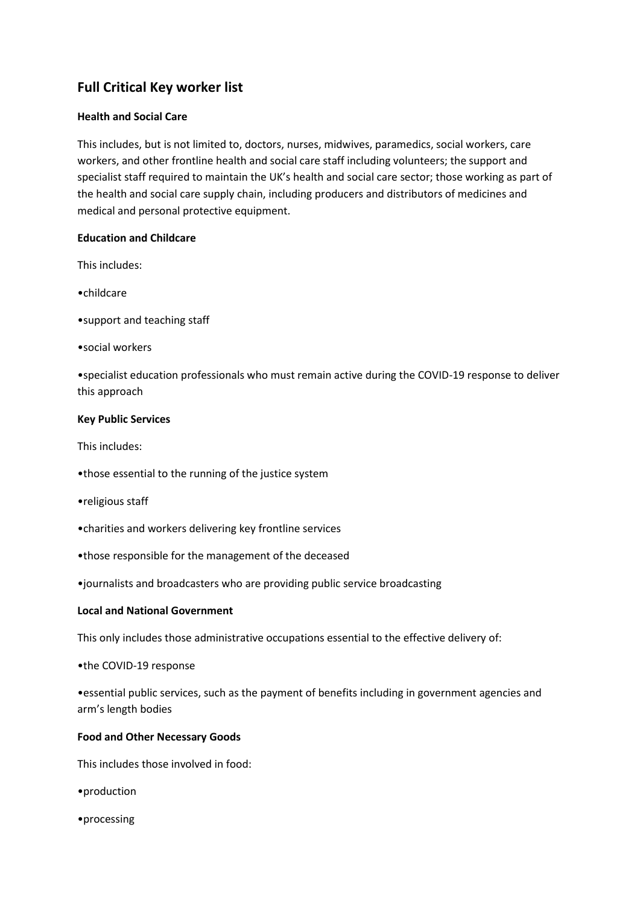## Full Critical Key worker list

**Health and Social Care**

This includes, but is not limited to, doctors, nurses, midwives, paramedics, social workers, care workers, and other frontline health and social care staff including volunteers; the support and specialist staff required to maintain the UK's health and social care sector; those working as part of the health and social care supply chain, including producers and distributors of medicines and medical and personal protective equipment.

**Education and Childcare**

This includes:

- childcare
- support and teaching staff
- social workers
- specialist education professionals who must remain active during the COVID-19 response to deliver this approach

**Key Public Services**

This includes:

- those essential to the running of the justice system
- religious staff
- charities and workers delivering key frontline services
- those responsible for the management of the deceased
- journalists and broadcasters who are providing public service broadcasting

**Local and National Government**

This only includes those administrative occupations essential to the effective delivery of:

- the COVID-19 response
- essential public services, such as the payment of benefits including in government agencies and arm's length bodies

**Food and Other Necessary Goods**

This includes those involved in food:

- production
- processing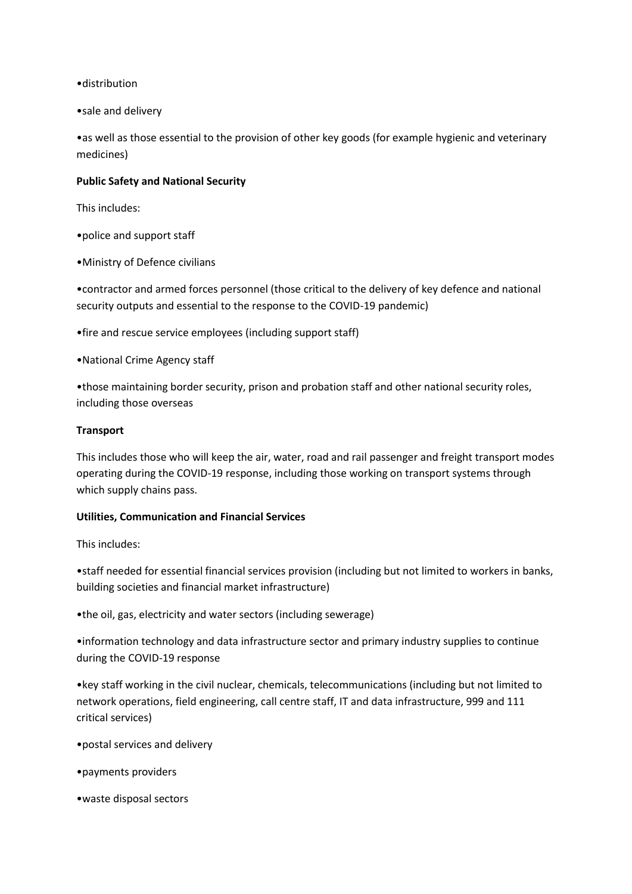- distribution
- sale and delivery
- as well as those essential to the provision of other key goods (for example hygienic and veterinary medicines)

**Public Safety and National Security**

This includes:

- police and support staff
- Ministry of Defence civilians
- contractor and armed forces personnel (those critical to the delivery of key defence and national security outputs and essential to the response to the COVID-19 pandemic)
- fire and rescue service employees (including support staff)
- National Crime Agency staff
- those maintaining border security, prison and probation staff and other national security roles, including those overseas

**Transport**

This includes those who will keep the air, water, road and rail passenger and freight transport modes operating during the COVID-19 response, including those working on transport systems through which supply chains pass.

**Utilities, Communication and Financial Services**

This includes:

- staff needed for essential financial services provision (including but not limited to workers in banks, building societies and financial market infrastructure)
- the oil, gas, electricity and water sectors (including sewerage)
- information technology and data infrastructure sector and primary industry supplies to continue during the COVID-19 response
- key staff working in the civil nuclear, chemicals, telecommunications (including but not limited to network operations, field engineering, call centre staff, IT and data infrastructure, 999 and 111 critical services)
- postal services and delivery
- payments providers
- waste disposal sectors